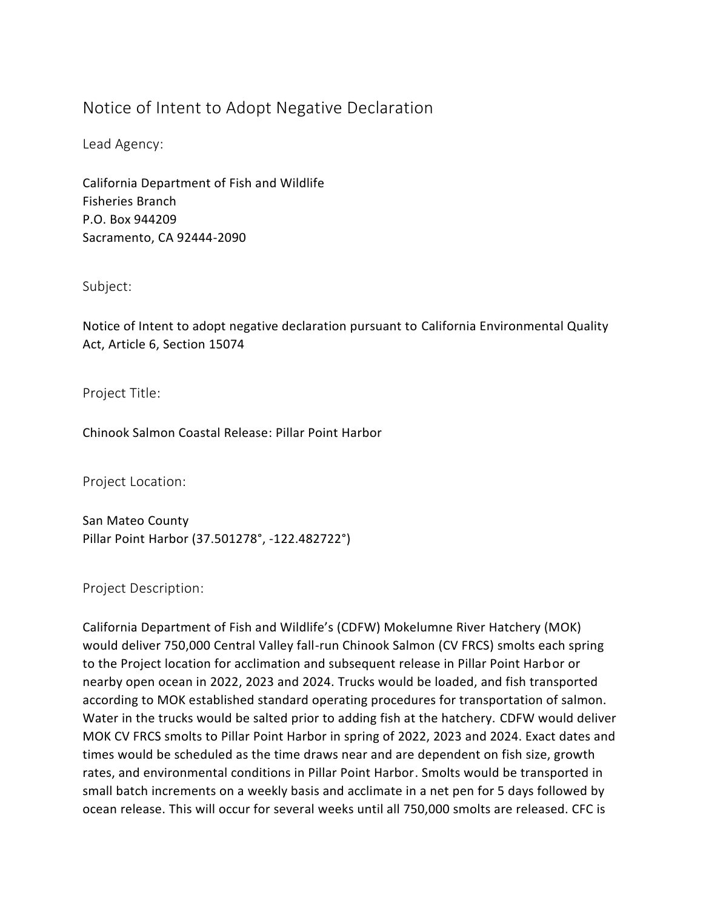# Notice of Intent to Adopt Negative Declaration

## Lead Agency:

California Department of Fish and Wildlife
Fisheries Branch
P.O. Box 944209
Sacramento, CA 92444-2090

## Subject:

Notice of Intent to adopt negative declaration pursuant to California Environmental Quality Act, Article 6, Section 15074

## Project Title:

Chinook Salmon Coastal Release: Pillar Point Harbor

## Project Location:

San Mateo County
Pillar Point Harbor (37.501278°, -122.482722°)

## Project Description:

California Department of Fish and Wildlife's (CDFW) Mokelumne River Hatchery (MOK) would deliver 750,000 Central Valley fall-run Chinook Salmon (CV FRCS) smolts each spring to the Project location for acclimation and subsequent release in Pillar Point Harbor or nearby open ocean in 2022, 2023 and 2024. Trucks would be loaded, and fish transported according to MOK established standard operating procedures for transportation of salmon. Water in the trucks would be salted prior to adding fish at the hatchery. CDFW would deliver MOK CV FRCS smolts to Pillar Point Harbor in spring of 2022, 2023 and 2024. Exact dates and times would be scheduled as the time draws near and are dependent on fish size, growth rates, and environmental conditions in Pillar Point Harbor. Smolts would be transported in small batch increments on a weekly basis and acclimate in a net pen for 5 days followed by ocean release. This will occur for several weeks until all 750,000 smolts are released. CFC is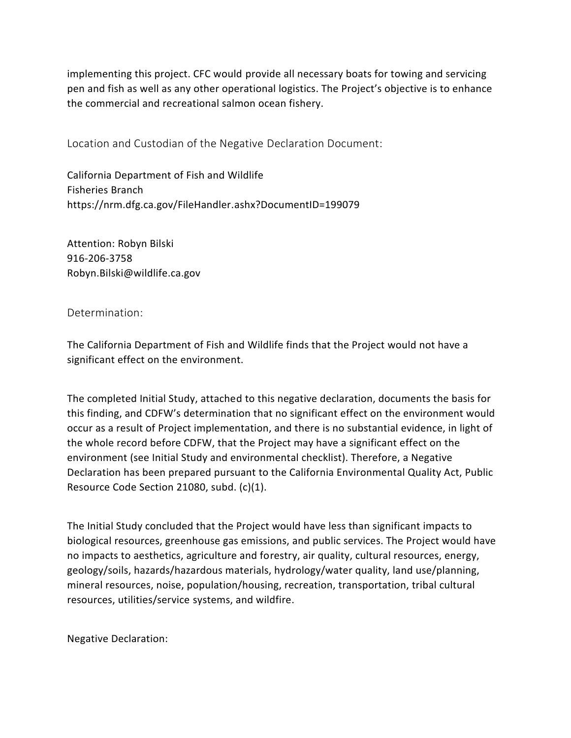implementing this project. CFC would provide all necessary boats for towing and servicing pen and fish as well as any other operational logistics. The Project's objective is to enhance the commercial and recreational salmon ocean fishery.

## Location and Custodian of the Negative Declaration Document:

California Department of Fish and Wildlife
Fisheries Branch
https://nrm.dfg.ca.gov/FileHandler.ashx?DocumentID=199079

Attention: Robyn Bilski
916-206-3758
Robyn.Bilski@wildlife.ca.gov

## Determination:

The California Department of Fish and Wildlife finds that the Project would not have a significant effect on the environment.

The completed Initial Study, attached to this negative declaration, documents the basis for this finding, and CDFW's determination that no significant effect on the environment would occur as a result of Project implementation, and there is no substantial evidence, in light of the whole record before CDFW, that the Project may have a significant effect on the environment (see Initial Study and environmental checklist). Therefore, a Negative Declaration has been prepared pursuant to the California Environmental Quality Act, Public Resource Code Section 21080, subd. (c)(1).

The Initial Study concluded that the Project would have less than significant impacts to biological resources, greenhouse gas emissions, and public services. The Project would have no impacts to aesthetics, agriculture and forestry, air quality, cultural resources, energy, geology/soils, hazards/hazardous materials, hydrology/water quality, land use/planning, mineral resources, noise, population/housing, recreation, transportation, tribal cultural resources, utilities/service systems, and wildfire.

Negative Declaration: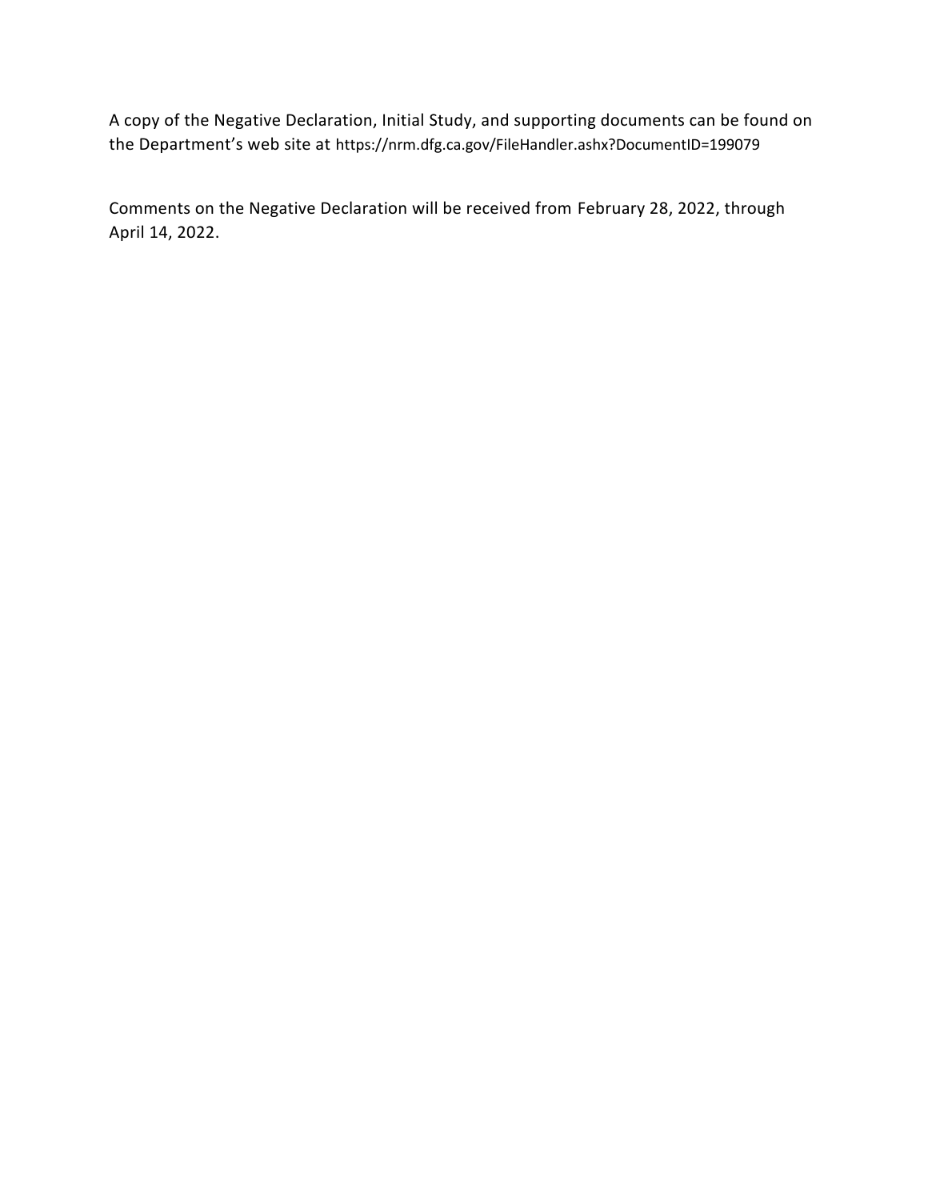A copy of the Negative Declaration, Initial Study, and supporting documents can be found on the Department's web site at https://nrm.dfg.ca.gov/FileHandler.ashx?DocumentID=199079

Comments on the Negative Declaration will be received from February 28, 2022, through April 14, 2022.